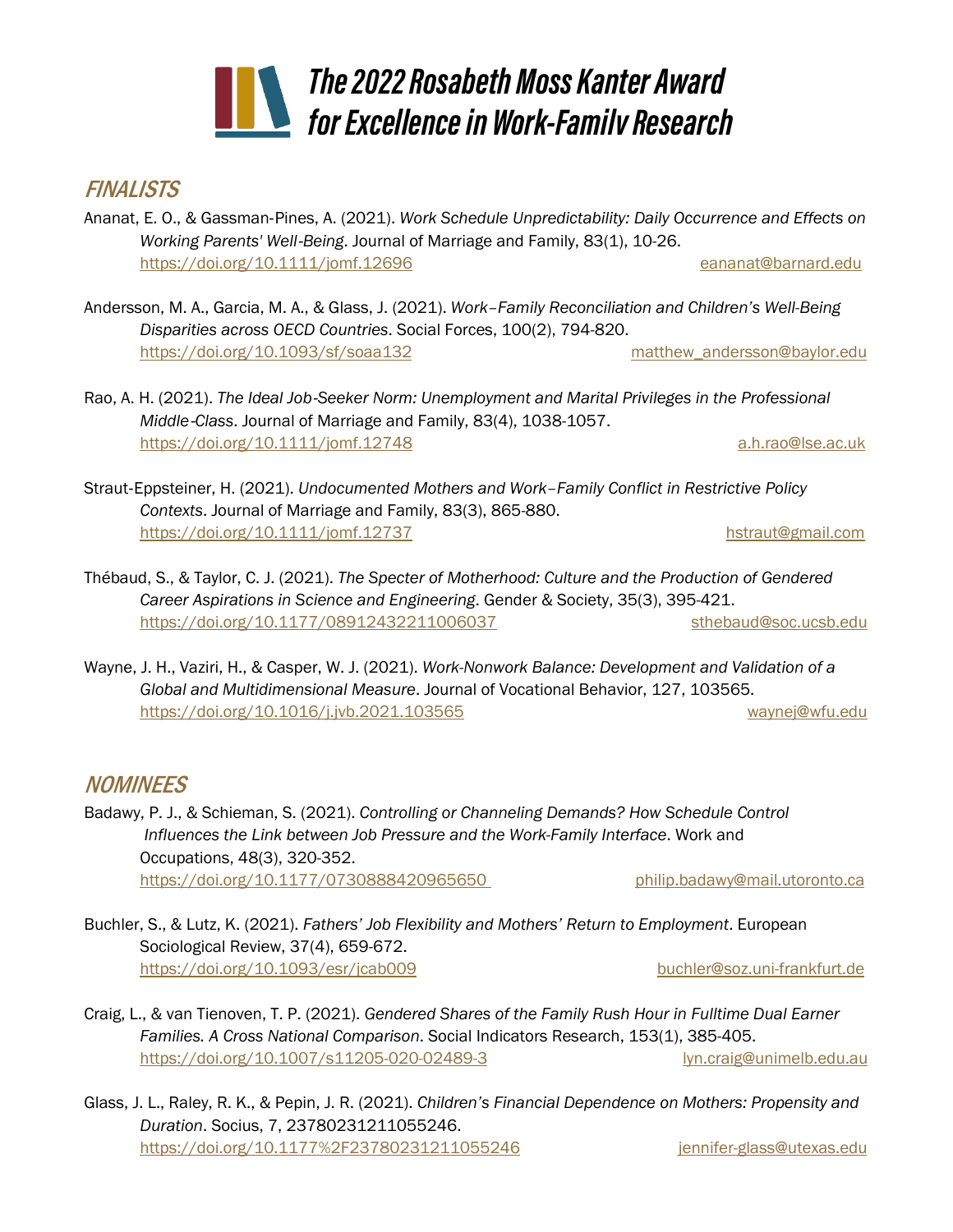# The 2022 Rosabeth Moss Kanter Award for Excellence in Work-Family Research

## FINALISTS

Ananat, E. O., & Gassman-Pines, A. (2021). *Work Schedule Unpredictability: Daily Occurrence and Effects on Working Parents' Well-Being*. Journal of Marriage and Family, 83(1), 10-26.
https://doi.org/10.1111/jomf.12696 eananat@barnard.edu

Andersson, M. A., Garcia, M. A., & Glass, J. (2021). *Work–Family Reconciliation and Children's Well-Being Disparities across OECD Countries*. Social Forces, 100(2), 794-820.
https://doi.org/10.1093/sf/soaa132 matthew_andersson@baylor.edu

Rao, A. H. (2021). *The Ideal Job-Seeker Norm: Unemployment and Marital Privileges in the Professional Middle-Class*. Journal of Marriage and Family, 83(4), 1038-1057.
https://doi.org/10.1111/jomf.12748 a.h.rao@lse.ac.uk

Straut-Eppsteiner, H. (2021). *Undocumented Mothers and Work–Family Conflict in Restrictive Policy Contexts*. Journal of Marriage and Family, 83(3), 865-880.
https://doi.org/10.1111/jomf.12737 hstraut@gmail.com

Thébaud, S., & Taylor, C. J. (2021). *The Specter of Motherhood: Culture and the Production of Gendered Career Aspirations in Science and Engineering*. Gender & Society, 35(3), 395-421.
https://doi.org/10.1177/08912432211006037 sthebaud@soc.ucsb.edu

Wayne, J. H., Vaziri, H., & Casper, W. J. (2021). *Work-Nonwork Balance: Development and Validation of a Global and Multidimensional Measure*. Journal of Vocational Behavior, 127, 103565.
https://doi.org/10.1016/j.jvb.2021.103565 waynej@wfu.edu

## NOMINEES

Badawy, P. J., & Schieman, S. (2021). *Controlling or Channeling Demands? How Schedule Control Influences the Link between Job Pressure and the Work-Family Interface*. Work and Occupations, 48(3), 320-352.
https://doi.org/10.1177/0730888420965650 philip.badawy@mail.utoronto.ca

Buchler, S., & Lutz, K. (2021). *Fathers' Job Flexibility and Mothers' Return to Employment*. European Sociological Review, 37(4), 659-672.
https://doi.org/10.1093/esr/jcab009 buchler@soz.uni-frankfurt.de

Craig, L., & van Tienoven, T. P. (2021). *Gendered Shares of the Family Rush Hour in Fulltime Dual Earner Families. A Cross National Comparison*. Social Indicators Research, 153(1), 385-405.
https://doi.org/10.1007/s11205-020-02489-3 lyn.craig@unimelb.edu.au

Glass, J. L., Raley, R. K., & Pepin, J. R. (2021). *Children's Financial Dependence on Mothers: Propensity and Duration*. Socius, 7, 23780231211055246.
https://doi.org/10.1177%2F23780231211055246 jennifer-glass@utexas.edu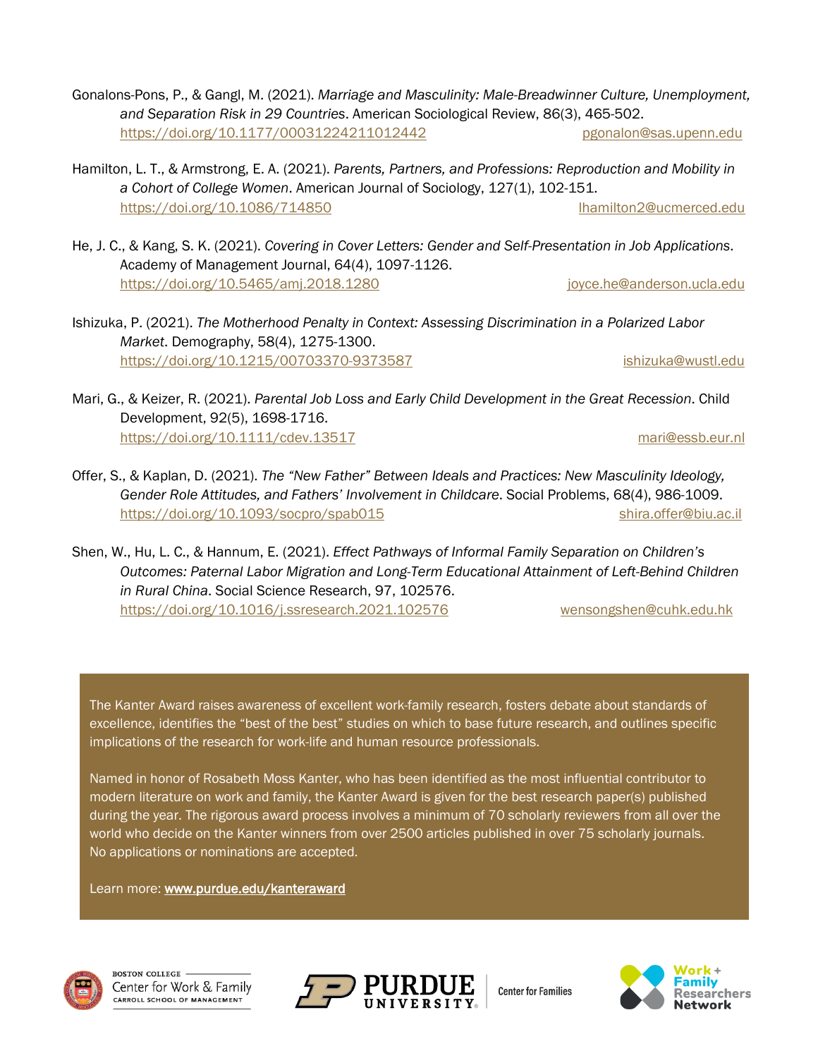Gonalons-Pons, P., & Gangl, M. (2021). *Marriage and Masculinity: Male-Breadwinner Culture, Unemployment, and Separation Risk in 29 Countries*. American Sociological Review, 86(3), 465-502.
https://doi.org/10.1177/00031224211012442 pgonalon@sas.upenn.edu

Hamilton, L. T., & Armstrong, E. A. (2021). *Parents, Partners, and Professions: Reproduction and Mobility in a Cohort of College Women*. American Journal of Sociology, 127(1), 102-151.
https://doi.org/10.1086/714850 lhamilton2@ucmerced.edu

He, J. C., & Kang, S. K. (2021). *Covering in Cover Letters: Gender and Self-Presentation in Job Applications*. Academy of Management Journal, 64(4), 1097-1126.
https://doi.org/10.5465/amj.2018.1280 joyce.he@anderson.ucla.edu

Ishizuka, P. (2021). *The Motherhood Penalty in Context: Assessing Discrimination in a Polarized Labor Market*. Demography, 58(4), 1275-1300.
https://doi.org/10.1215/00703370-9373587 ishizuka@wustl.edu

Mari, G., & Keizer, R. (2021). *Parental Job Loss and Early Child Development in the Great Recession*. Child Development, 92(5), 1698-1716.
https://doi.org/10.1111/cdev.13517 mari@essb.eur.nl

Offer, S., & Kaplan, D. (2021). *The "New Father" Between Ideals and Practices: New Masculinity Ideology, Gender Role Attitudes, and Fathers' Involvement in Childcare*. Social Problems, 68(4), 986-1009.
https://doi.org/10.1093/socpro/spab015 shira.offer@biu.ac.il

Shen, W., Hu, L. C., & Hannum, E. (2021). *Effect Pathways of Informal Family Separation on Children's Outcomes: Paternal Labor Migration and Long-Term Educational Attainment of Left-Behind Children in Rural China*. Social Science Research, 97, 102576.
https://doi.org/10.1016/j.ssresearch.2021.102576 wensongshen@cuhk.edu.hk

The Kanter Award raises awareness of excellent work-family research, fosters debate about standards of excellence, identifies the "best of the best" studies on which to base future research, and outlines specific implications of the research for work-life and human resource professionals.

Named in honor of Rosabeth Moss Kanter, who has been identified as the most influential contributor to modern literature on work and family, the Kanter Award is given for the best research paper(s) published during the year. The rigorous award process involves a minimum of 70 scholarly reviewers from all over the world who decide on the Kanter winners from over 2500 articles published in over 75 scholarly journals. No applications or nominations are accepted.

Learn more: **www.purdue.edu/kanteraward**

Boston College Center for Work & Family, Carroll School of Management

Purdue University Center for Families

Work + Family Researchers Network